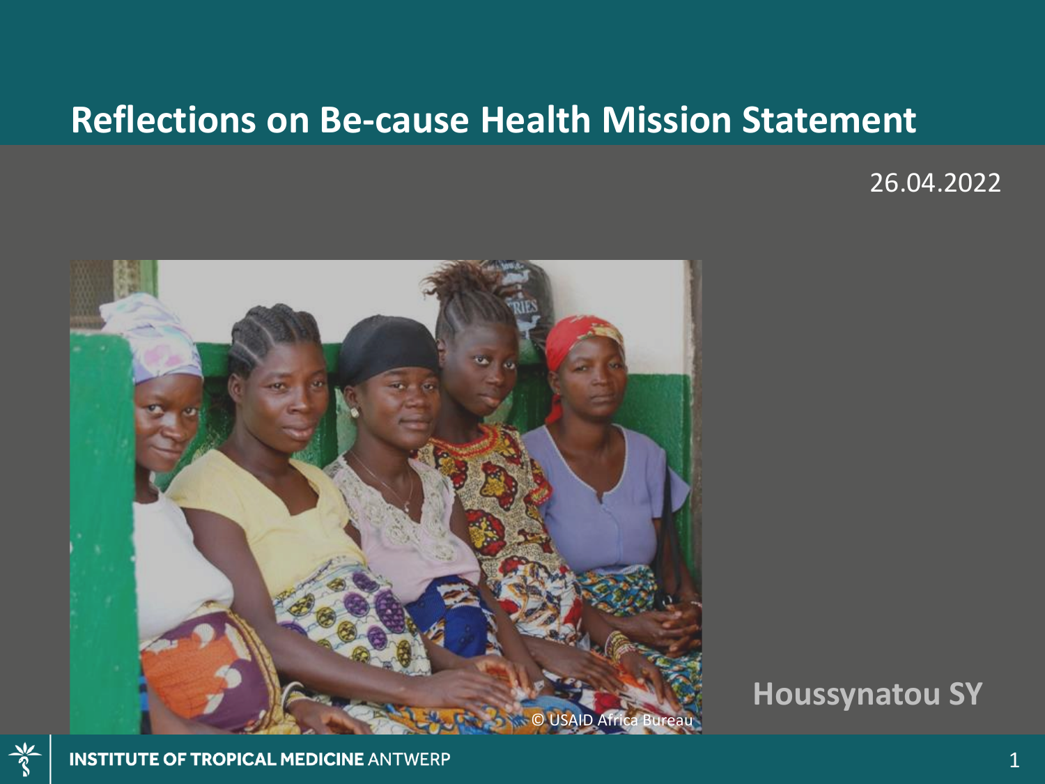# Reflections on Be-cause Health Mission Statement

26.04.2022

© USAID Africa Bureau

**Houssynatou SY**

INSTITUTE OF TROPICAL MEDICINE ANTWERP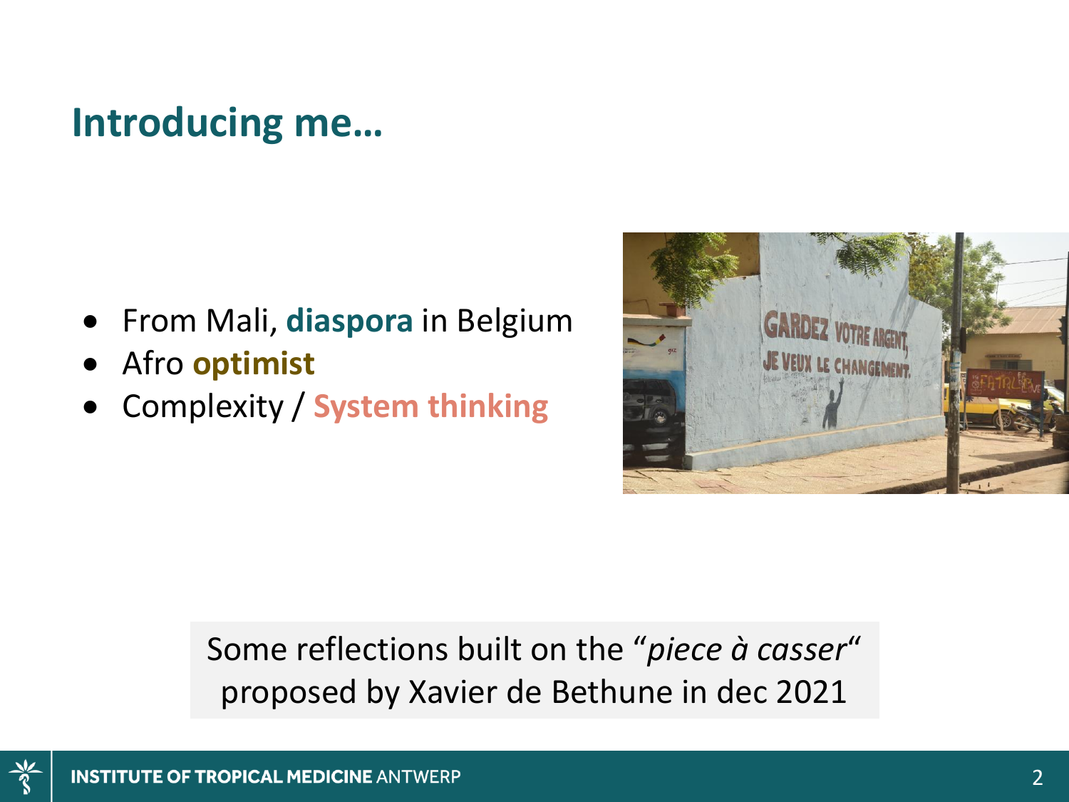## Introducing me…

- From Mali, **diaspora** in Belgium
- Afro **optimist**
- Complexity / **System thinking**

Some reflections built on the "*piece à casser*" proposed by Xavier de Bethune in dec 2021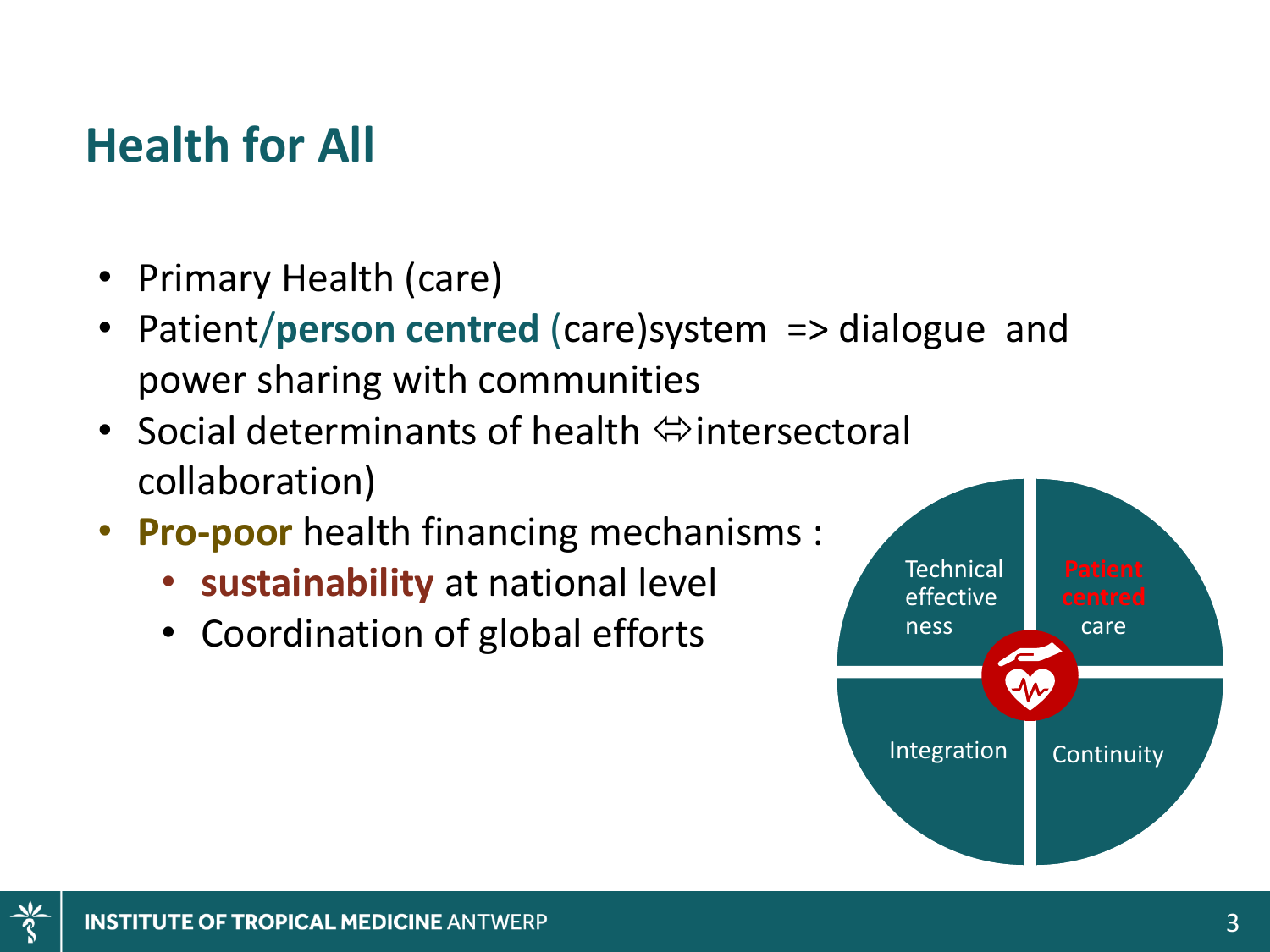# Health for All

- Primary Health (care)
- Patient/**person centred** (care)system => dialogue and power sharing with communities
- Social determinants of health ⇔intersectoral collaboration)
- **Pro-poor** health financing mechanisms :
  - **sustainability** at national level
  - Coordination of global efforts

Technical effective ness | Patient centred care | Integration | Continuity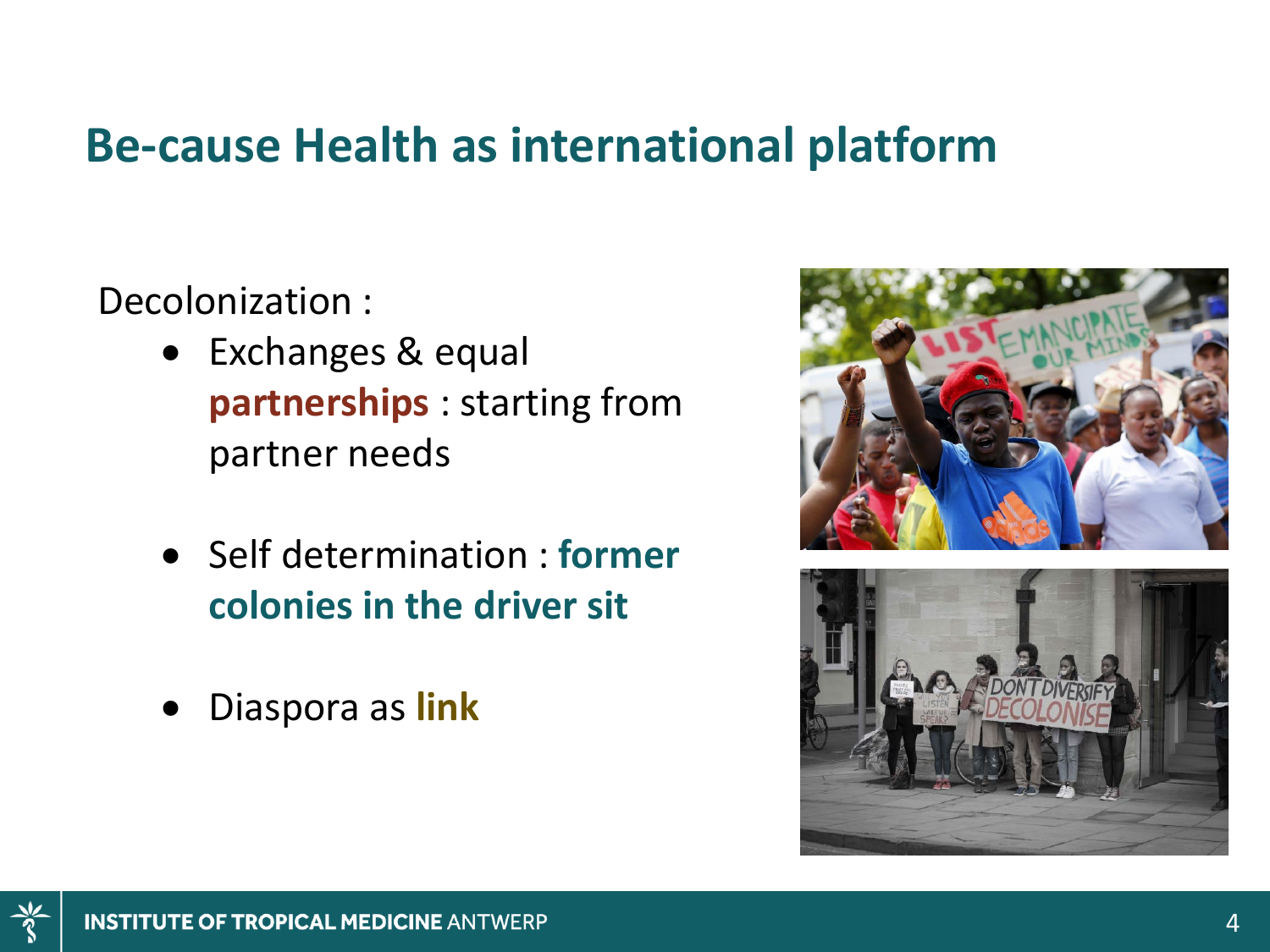# Be-cause Health as international platform

Decolonization :

- Exchanges & equal **partnerships** : starting from partner needs
- Self determination : **former colonies in the driver sit**
- Diaspora as **link**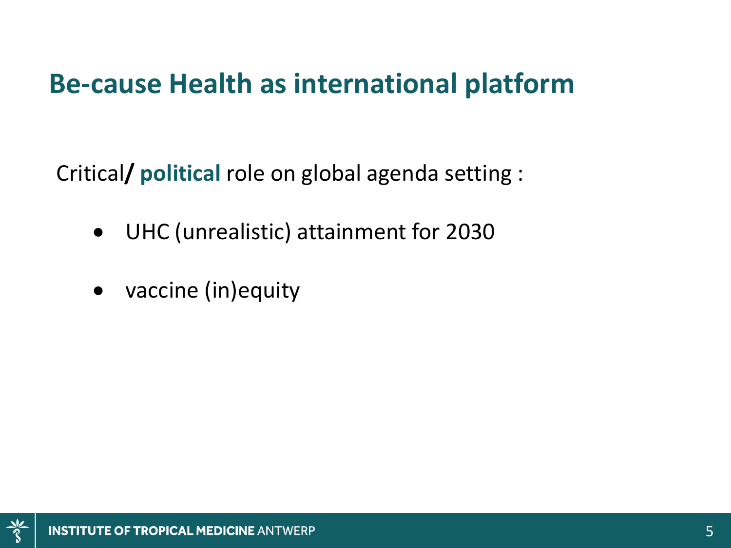# Be-cause Health as international platform

Critical**/** **political** role on global agenda setting :

- UHC (unrealistic) attainment for 2030
- vaccine (in)equity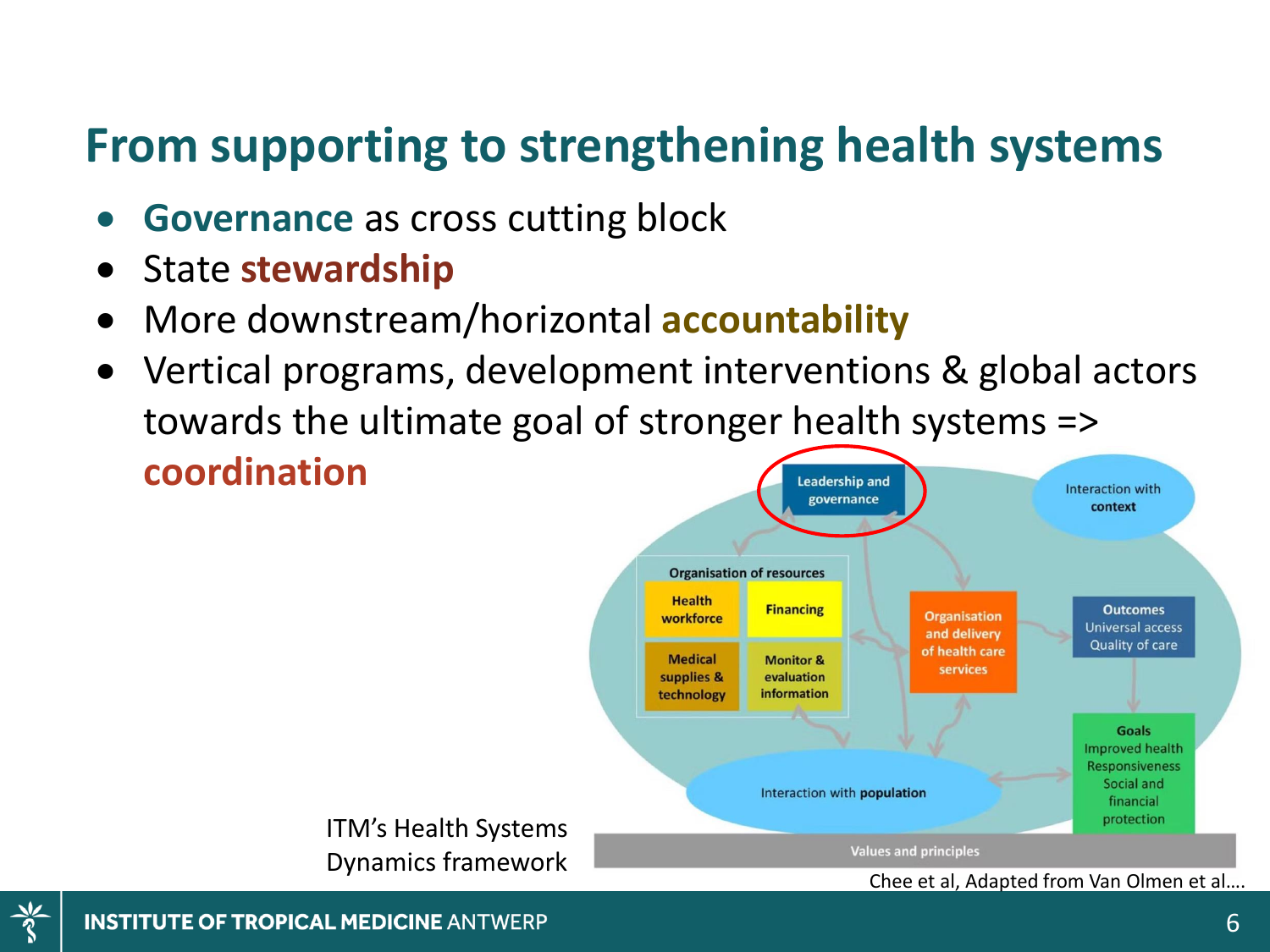# From supporting to strengthening health systems

- **Governance** as cross cutting block
- State **stewardship**
- More downstream/horizontal **accountability**
- Vertical programs, development interventions & global actors towards the ultimate goal of stronger health systems => **coordination**

Leadership and governance

Interaction with context

Organisation of resources

Health workforce

Financing

Medical supplies & technology

Monitor & evaluation information

Organisation and delivery of health care services

Outcomes Universal access Quality of care

Goals Improved health Responsiveness Social and financial protection

Interaction with population

Values and principles

ITM's Health Systems Dynamics framework

Chee et al, Adapted from Van Olmen et al….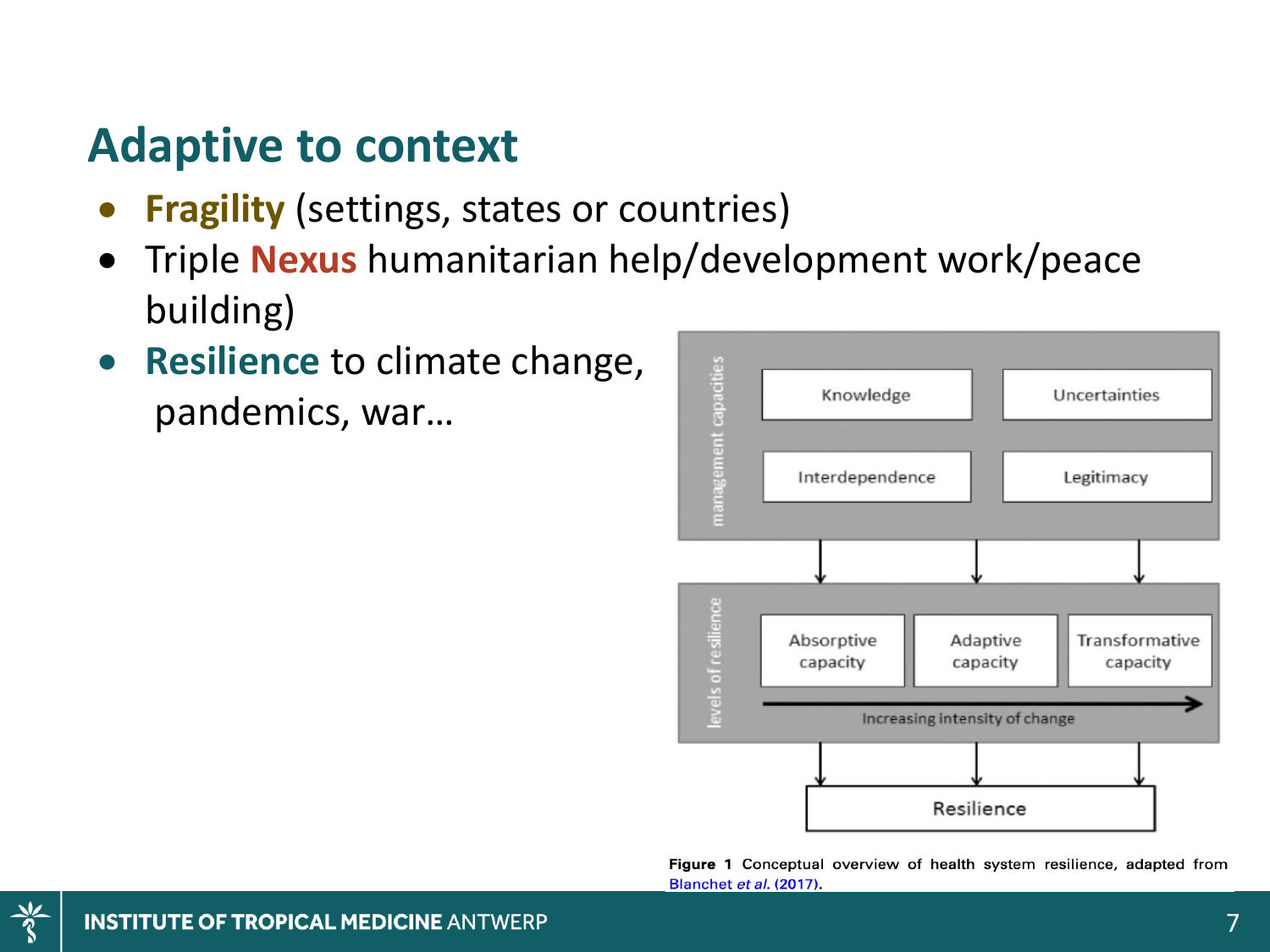# Adaptive to context

- **Fragility** (settings, states or countries)
- Triple **Nexus** humanitarian help/development work/peace building)
- **Resilience** to climate change, pandemics, war…

management capacities

Knowledge | Uncertainties

Interdependence | Legitimacy

levels of resilience

Absorptive capacity | Adaptive capacity | Transformative capacity

Increasing intensity of change

Resilience

**Figure 1** Conceptual overview of health system resilience, adapted from Blanchet *et al.* (2017).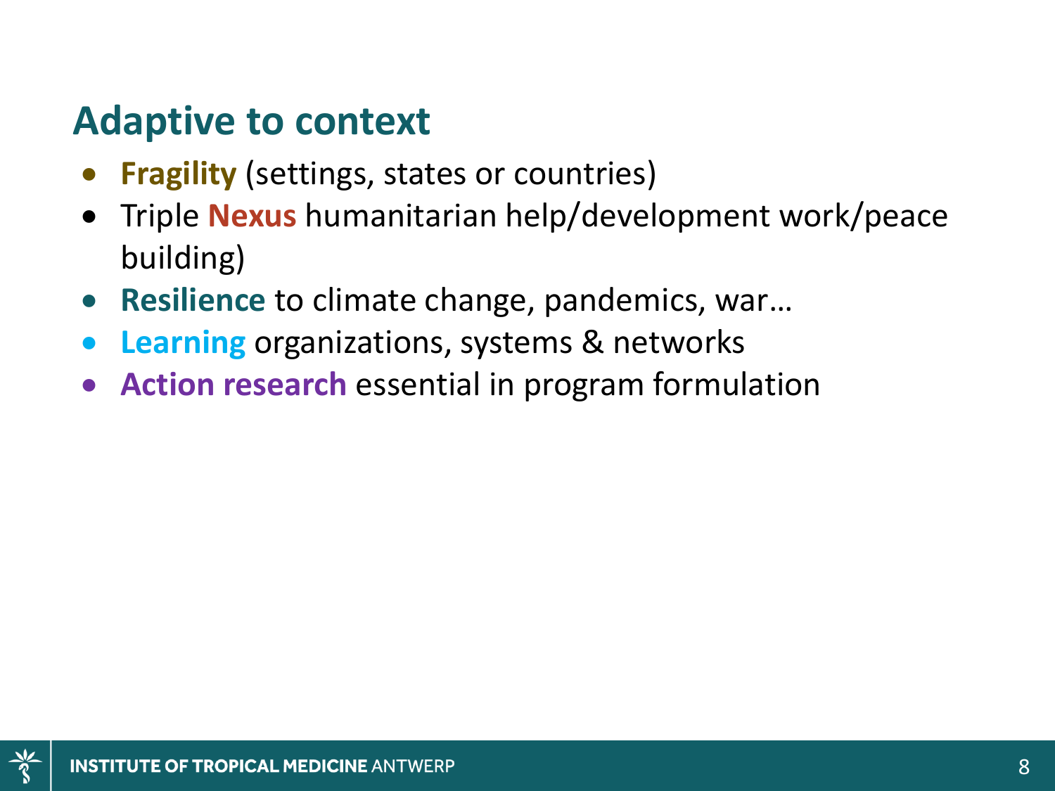## Adaptive to context

- **Fragility** (settings, states or countries)
- Triple **Nexus** humanitarian help/development work/peace building)
- **Resilience** to climate change, pandemics, war…
- **Learning** organizations, systems & networks
- **Action research** essential in program formulation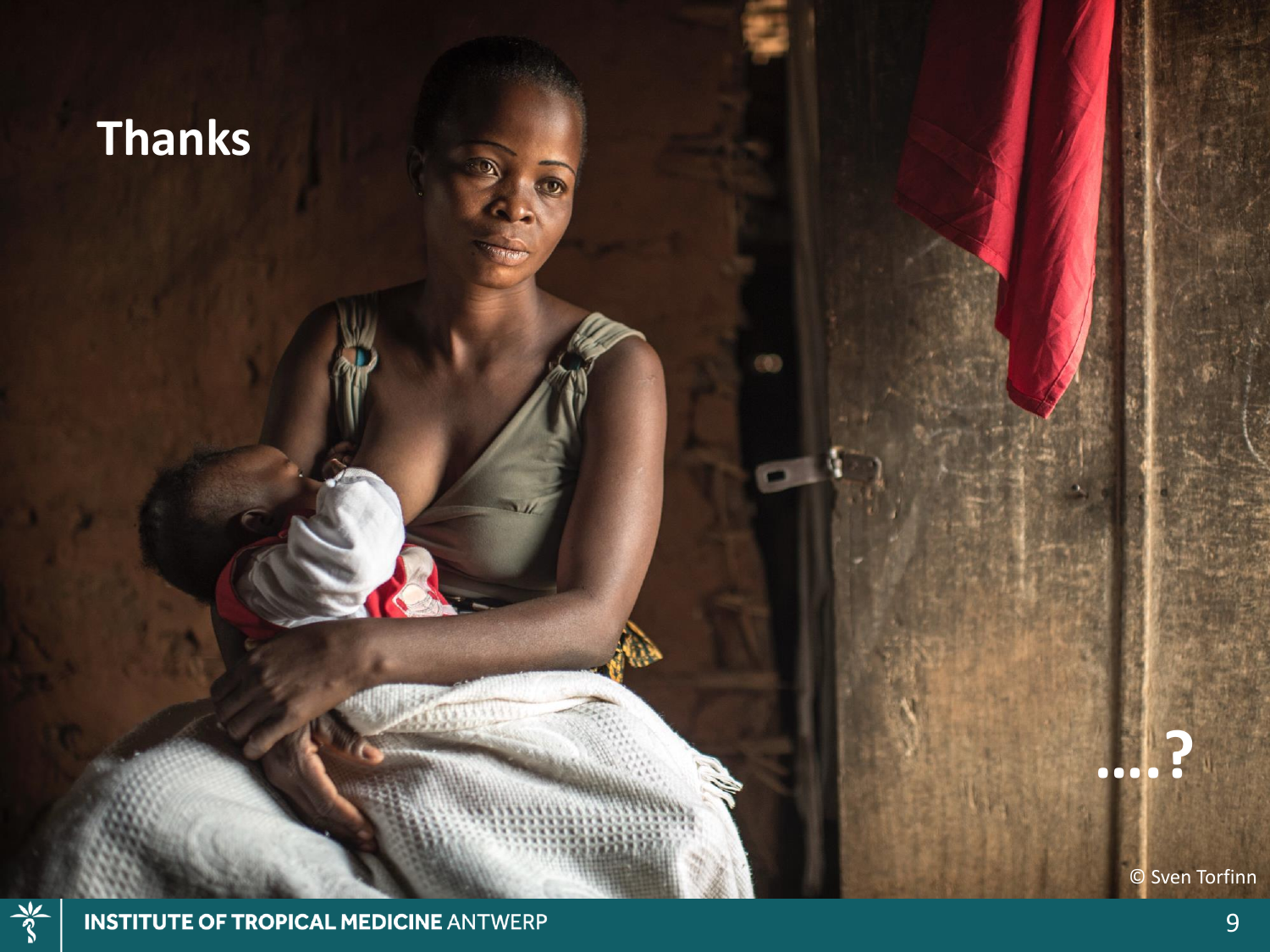# Thanks

....?

© Sven Torfinn